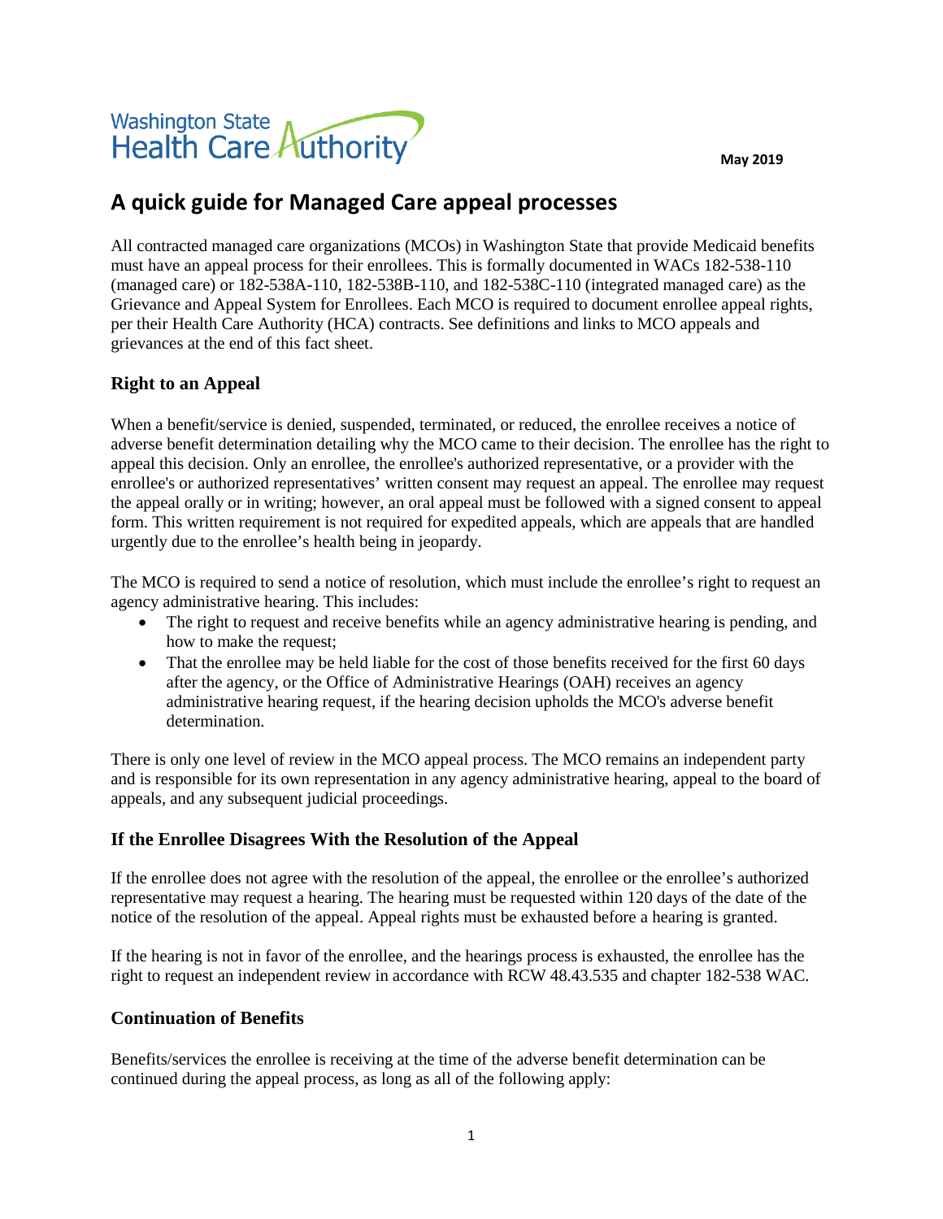Washington State Health Care Authority

May 2019

# A quick guide for Managed Care appeal processes

All contracted managed care organizations (MCOs) in Washington State that provide Medicaid benefits must have an appeal process for their enrollees. This is formally documented in WACs 182-538-110 (managed care) or 182-538A-110, 182-538B-110, and 182-538C-110 (integrated managed care) as the Grievance and Appeal System for Enrollees. Each MCO is required to document enrollee appeal rights, per their Health Care Authority (HCA) contracts. See definitions and links to MCO appeals and grievances at the end of this fact sheet.

## Right to an Appeal

When a benefit/service is denied, suspended, terminated, or reduced, the enrollee receives a notice of adverse benefit determination detailing why the MCO came to their decision. The enrollee has the right to appeal this decision. Only an enrollee, the enrollee's authorized representative, or a provider with the enrollee's or authorized representatives' written consent may request an appeal. The enrollee may request the appeal orally or in writing; however, an oral appeal must be followed with a signed consent to appeal form. This written requirement is not required for expedited appeals, which are appeals that are handled urgently due to the enrollee's health being in jeopardy.

The MCO is required to send a notice of resolution, which must include the enrollee's right to request an agency administrative hearing. This includes:

- The right to request and receive benefits while an agency administrative hearing is pending, and how to make the request;
- That the enrollee may be held liable for the cost of those benefits received for the first 60 days after the agency, or the Office of Administrative Hearings (OAH) receives an agency administrative hearing request, if the hearing decision upholds the MCO's adverse benefit determination.

There is only one level of review in the MCO appeal process. The MCO remains an independent party and is responsible for its own representation in any agency administrative hearing, appeal to the board of appeals, and any subsequent judicial proceedings.

## If the Enrollee Disagrees With the Resolution of the Appeal

If the enrollee does not agree with the resolution of the appeal, the enrollee or the enrollee's authorized representative may request a hearing. The hearing must be requested within 120 days of the date of the notice of the resolution of the appeal. Appeal rights must be exhausted before a hearing is granted.

If the hearing is not in favor of the enrollee, and the hearings process is exhausted, the enrollee has the right to request an independent review in accordance with RCW 48.43.535 and chapter 182-538 WAC.

## Continuation of Benefits

Benefits/services the enrollee is receiving at the time of the adverse benefit determination can be continued during the appeal process, as long as all of the following apply: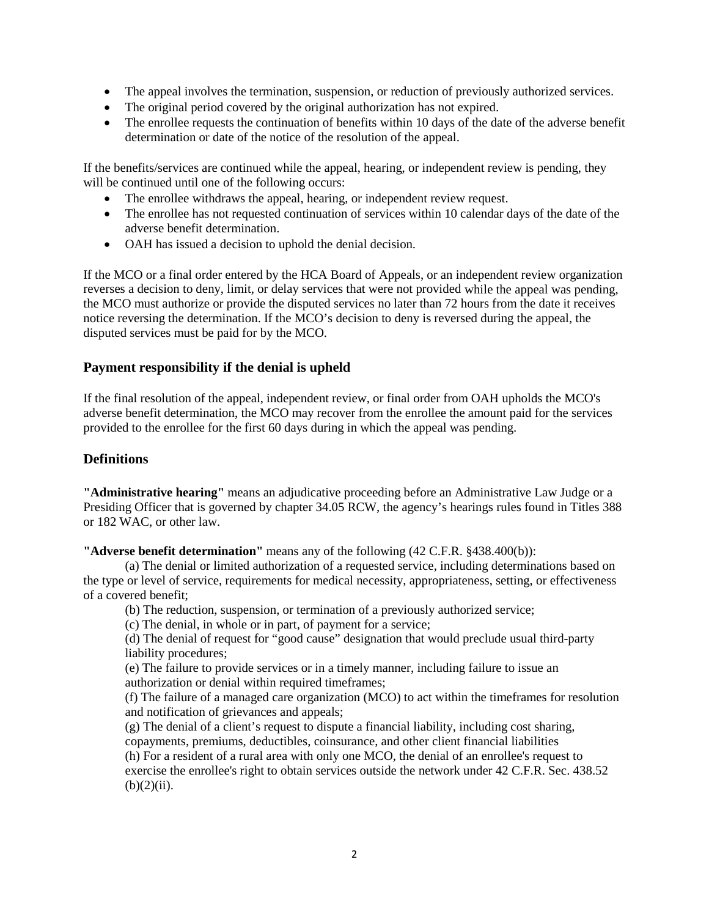- The appeal involves the termination, suspension, or reduction of previously authorized services.
- The original period covered by the original authorization has not expired.
- The enrollee requests the continuation of benefits within 10 days of the date of the adverse benefit determination or date of the notice of the resolution of the appeal.

If the benefits/services are continued while the appeal, hearing, or independent review is pending, they will be continued until one of the following occurs:

- The enrollee withdraws the appeal, hearing, or independent review request.
- The enrollee has not requested continuation of services within 10 calendar days of the date of the adverse benefit determination.
- OAH has issued a decision to uphold the denial decision.

If the MCO or a final order entered by the HCA Board of Appeals, or an independent review organization reverses a decision to deny, limit, or delay services that were not provided while the appeal was pending, the MCO must authorize or provide the disputed services no later than 72 hours from the date it receives notice reversing the determination. If the MCO's decision to deny is reversed during the appeal, the disputed services must be paid for by the MCO.

### Payment responsibility if the denial is upheld

If the final resolution of the appeal, independent review, or final order from OAH upholds the MCO's adverse benefit determination, the MCO may recover from the enrollee the amount paid for the services provided to the enrollee for the first 60 days during in which the appeal was pending.

### Definitions

**"Administrative hearing"** means an adjudicative proceeding before an Administrative Law Judge or a Presiding Officer that is governed by chapter 34.05 RCW, the agency's hearings rules found in Titles 388 or 182 WAC, or other law.

**"Adverse benefit determination"** means any of the following (42 C.F.R. §438.400(b)):

(a) The denial or limited authorization of a requested service, including determinations based on the type or level of service, requirements for medical necessity, appropriateness, setting, or effectiveness of a covered benefit;

(b) The reduction, suspension, or termination of a previously authorized service;

(c) The denial, in whole or in part, of payment for a service;

(d) The denial of request for "good cause" designation that would preclude usual third-party liability procedures;

(e) The failure to provide services or in a timely manner, including failure to issue an authorization or denial within required timeframes;

(f) The failure of a managed care organization (MCO) to act within the timeframes for resolution and notification of grievances and appeals;

(g) The denial of a client's request to dispute a financial liability, including cost sharing, copayments, premiums, deductibles, coinsurance, and other client financial liabilities

(h) For a resident of a rural area with only one MCO, the denial of an enrollee's request to exercise the enrollee's right to obtain services outside the network under 42 C.F.R. Sec. 438.52 (b)(2)(ii).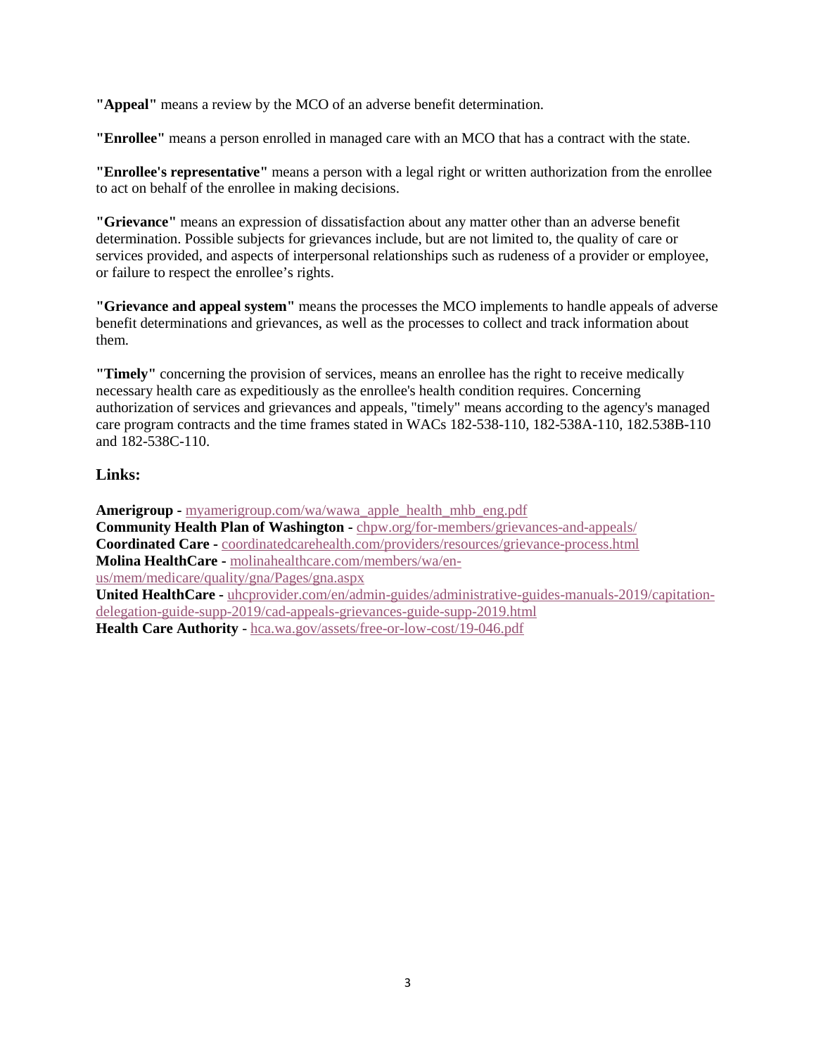**"Appeal"** means a review by the MCO of an adverse benefit determination.

**"Enrollee"** means a person enrolled in managed care with an MCO that has a contract with the state.

**"Enrollee's representative"** means a person with a legal right or written authorization from the enrollee to act on behalf of the enrollee in making decisions.

**"Grievance"** means an expression of dissatisfaction about any matter other than an adverse benefit determination. Possible subjects for grievances include, but are not limited to, the quality of care or services provided, and aspects of interpersonal relationships such as rudeness of a provider or employee, or failure to respect the enrollee's rights.

**"Grievance and appeal system"** means the processes the MCO implements to handle appeals of adverse benefit determinations and grievances, as well as the processes to collect and track information about them.

**"Timely"** concerning the provision of services, means an enrollee has the right to receive medically necessary health care as expeditiously as the enrollee's health condition requires. Concerning authorization of services and grievances and appeals, "timely" means according to the agency's managed care program contracts and the time frames stated in WACs 182-538-110, 182-538A-110, 182.538B-110 and 182-538C-110.

## Links:

**Amerigroup** - myamerigroup.com/wa/wawa_apple_health_mhb_eng.pdf
**Community Health Plan of Washington** - chpw.org/for-members/grievances-and-appeals/
**Coordinated Care** - coordinatedcarehealth.com/providers/resources/grievance-process.html
**Molina HealthCare** - molinahealthcare.com/members/wa/en-us/mem/medicare/quality/gna/Pages/gna.aspx
**United HealthCare** - uhcprovider.com/en/admin-guides/administrative-guides-manuals-2019/capitation-delegation-guide-supp-2019/cad-appeals-grievances-guide-supp-2019.html
**Health Care Authority** - hca.wa.gov/assets/free-or-low-cost/19-046.pdf